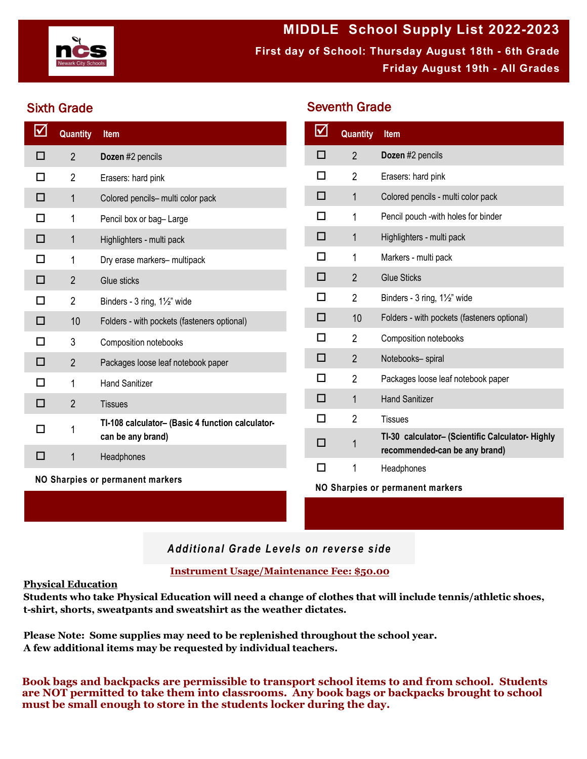# MIDDLE School Supply List 2022-2023

**First day of School: Thursday August 18th - 6th Grade**

**Friday August 19th - All Grades**

## Sixth Grade

| ☑ | Quantity | Item |
|---|---|---|
| ☐ | 2 | **Dozen** #2 pencils |
| ☐ | 2 | Erasers: hard pink |
| ☐ | 1 | Colored pencils– multi color pack |
| ☐ | 1 | Pencil box or bag– Large |
| ☐ | 1 | Highlighters - multi pack |
| ☐ | 1 | Dry erase markers– multipack |
| ☐ | 2 | Glue sticks |
| ☐ | 2 | Binders - 3 ring, 1½" wide |
| ☐ | 10 | Folders - with pockets (fasteners optional) |
| ☐ | 3 | Composition notebooks |
| ☐ | 2 | Packages loose leaf notebook paper |
| ☐ | 1 | Hand Sanitizer |
| ☐ | 2 | Tissues |
| ☐ | 1 | **TI-108 calculator– (Basic 4 function calculator- can be any brand)** |
| ☐ | 1 | Headphones |

**NO Sharpies or permanent markers**

## Seventh Grade

| ☑ | Quantity | Item |
|---|---|---|
| ☐ | 2 | **Dozen** #2 pencils |
| ☐ | 2 | Erasers: hard pink |
| ☐ | 1 | Colored pencils - multi color pack |
| ☐ | 1 | Pencil pouch -with holes for binder |
| ☐ | 1 | Highlighters - multi pack |
| ☐ | 1 | Markers - multi pack |
| ☐ | 2 | Glue Sticks |
| ☐ | 2 | Binders - 3 ring, 1½" wide |
| ☐ | 10 | Folders - with pockets (fasteners optional) |
| ☐ | 2 | Composition notebooks |
| ☐ | 2 | Notebooks– spiral |
| ☐ | 2 | Packages loose leaf notebook paper |
| ☐ | 1 | Hand Sanitizer |
| ☐ | 2 | Tissues |
| ☐ | 1 | **TI-30 calculator– (Scientific Calculator- Highly recommended-can be any brand)** |
| ☐ | 1 | Headphones |

**NO Sharpies or permanent markers**

***Additional Grade Levels on reverse side***

**Instrument Usage/Maintenance Fee: $50.00**

**Physical Education**

**Students who take Physical Education will need a change of clothes that will include tennis/athletic shoes, t-shirt, shorts, sweatpants and sweatshirt as the weather dictates.**

**Please Note: Some supplies may need to be replenished throughout the school year.**
**A few additional items may be requested by individual teachers.**

**Book bags and backpacks are permissible to transport school items to and from school. Students are NOT permitted to take them into classrooms. Any book bags or backpacks brought to school must be small enough to store in the students locker during the day.**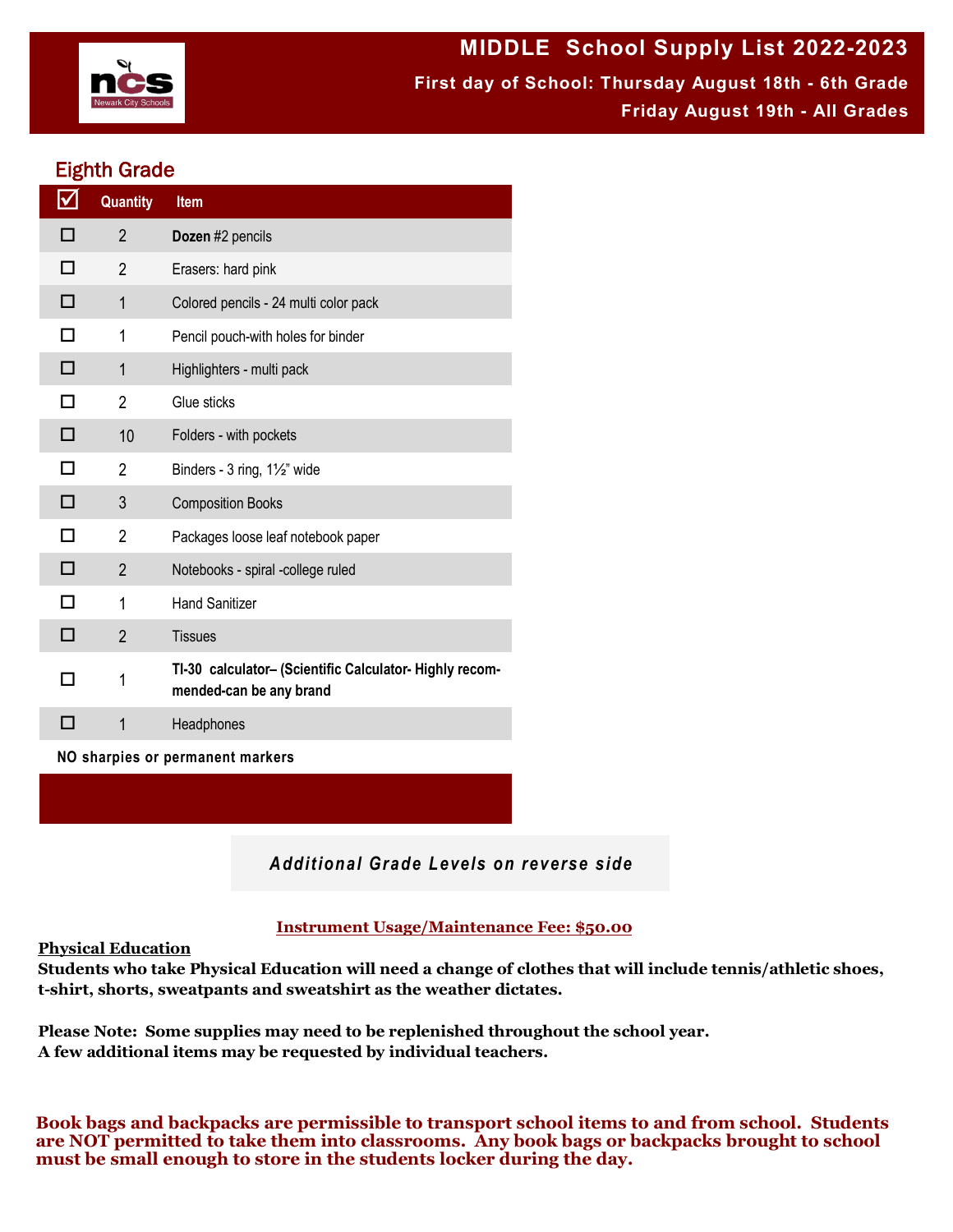# MIDDLE School Supply List 2022-2023

**First day of School: Thursday August 18th - 6th Grade**

**Friday August 19th - All Grades**

## Eighth Grade

| ☑ | Quantity | Item |
|---|---|---|
| ☐ | 2 | **Dozen** #2 pencils |
| ☐ | 2 | Erasers: hard pink |
| ☐ | 1 | Colored pencils - 24 multi color pack |
| ☐ | 1 | Pencil pouch-with holes for binder |
| ☐ | 1 | Highlighters - multi pack |
| ☐ | 2 | Glue sticks |
| ☐ | 10 | Folders - with pockets |
| ☐ | 2 | Binders - 3 ring, 1½" wide |
| ☐ | 3 | Composition Books |
| ☐ | 2 | Packages loose leaf notebook paper |
| ☐ | 2 | Notebooks - spiral -college ruled |
| ☐ | 1 | Hand Sanitizer |
| ☐ | 2 | Tissues |
| ☐ | 1 | **TI-30 calculator– (Scientific Calculator- Highly recommended-can be any brand** |
| ☐ | 1 | Headphones |

**NO sharpies or permanent markers**

*Additional Grade Levels on reverse side*

**Instrument Usage/Maintenance Fee: $50.00**

**Physical Education**

**Students who take Physical Education will need a change of clothes that will include tennis/athletic shoes, t-shirt, shorts, sweatpants and sweatshirt as the weather dictates.**

**Please Note: Some supplies may need to be replenished throughout the school year.**
**A few additional items may be requested by individual teachers.**

**Book bags and backpacks are permissible to transport school items to and from school. Students are NOT permitted to take them into classrooms. Any book bags or backpacks brought to school must be small enough to store in the students locker during the day.**